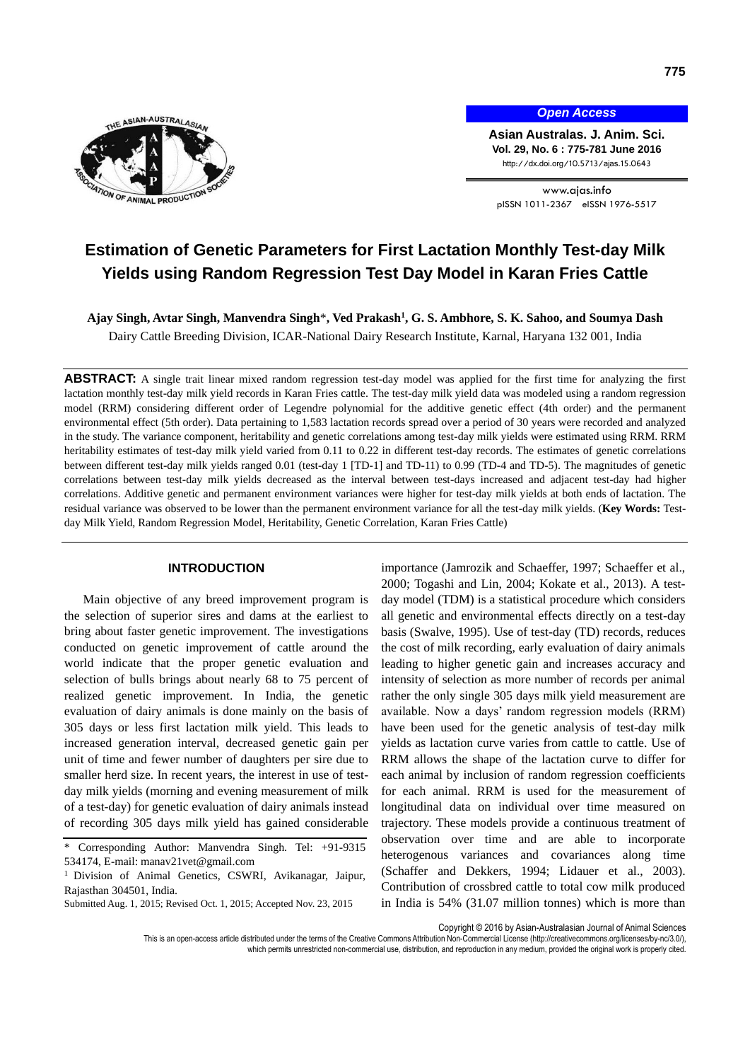# Estimation of Genetic Parameters for First Lactation Monthly Test-day Milk Yields using Random Regression Test Day Model in Karan Fries Cattle

**Ajay Singh, Avtar Singh, Manvendra Singh\*, Ved Prakash[1], G. S. Ambhore, S. K. Sahoo, and Soumya Dash**

Dairy Cattle Breeding Division, ICAR-National Dairy Research Institute, Karnal, Haryana 132 001, India

**ABSTRACT:** A single trait linear mixed random regression test-day model was applied for the first time for analyzing the first lactation monthly test-day milk yield records in Karan Fries cattle. The test-day milk yield data was modeled using a random regression model (RRM) considering different order of Legendre polynomial for the additive genetic effect (4th order) and the permanent environmental effect (5th order). Data pertaining to 1,583 lactation records spread over a period of 30 years were recorded and analyzed in the study. The variance component, heritability and genetic correlations among test-day milk yields were estimated using RRM. RRM heritability estimates of test-day milk yield varied from 0.11 to 0.22 in different test-day records. The estimates of genetic correlations between different test-day milk yields ranged 0.01 (test-day 1 [TD-1] and TD-11) to 0.99 (TD-4 and TD-5). The magnitudes of genetic correlations between test-day milk yields decreased as the interval between test-days increased and adjacent test-day had higher correlations. Additive genetic and permanent environment variances were higher for test-day milk yields at both ends of lactation. The residual variance was observed to be lower than the permanent environment variance for all the test-day milk yields. (**Key Words:** Test-day Milk Yield, Random Regression Model, Heritability, Genetic Correlation, Karan Fries Cattle)

## INTRODUCTION

Main objective of any breed improvement program is the selection of superior sires and dams at the earliest to bring about faster genetic improvement. The investigations conducted on genetic improvement of cattle around the world indicate that the proper genetic evaluation and selection of bulls brings about nearly 68 to 75 percent of realized genetic improvement. In India, the genetic evaluation of dairy animals is done mainly on the basis of 305 days or less first lactation milk yield. This leads to increased generation interval, decreased genetic gain per unit of time and fewer number of daughters per sire due to smaller herd size. In recent years, the interest in use of test-day milk yields (morning and evening measurement of milk of a test-day) for genetic evaluation of dairy animals instead of recording 305 days milk yield has gained considerable importance (Jamrozik and Schaeffer, 1997; Schaeffer et al., 2000; Togashi and Lin, 2004; Kokate et al., 2013). A test-day model (TDM) is a statistical procedure which considers all genetic and environmental effects directly on a test-day basis (Swalve, 1995). Use of test-day (TD) records, reduces the cost of milk recording, early evaluation of dairy animals leading to higher genetic gain and increases accuracy and intensity of selection as more number of records per animal rather the only single 305 days milk yield measurement are available. Now a days' random regression models (RRM) have been used for the genetic analysis of test-day milk yields as lactation curve varies from cattle to cattle. Use of RRM allows the shape of the lactation curve to differ for each animal by inclusion of random regression coefficients for each animal. RRM is used for the measurement of longitudinal data on individual over time measured on trajectory. These models provide a continuous treatment of observation over time and are able to incorporate heterogenous variances and covariances along time (Schaffer and Dekkers, 1994; Lidauer et al., 2003). Contribution of crossbred cattle to total cow milk produced in India is 54% (31.07 million tonnes) which is more than

\* Corresponding Author: Manvendra Singh. Tel: +91-9315 534174, E-mail: manav21vet@gmail.com

[1] Division of Animal Genetics, CSWRI, Avikanagar, Jaipur, Rajasthan 304501, India.

Submitted Aug. 1, 2015; Revised Oct. 1, 2015; Accepted Nov. 23, 2015

Copyright © 2016 by Asian-Australasian Journal of Animal Sciences

This is an open-access article distributed under the terms of the Creative Commons Attribution Non-Commercial License (http://creativecommons.org/licenses/by-nc/3.0/), which permits unrestricted non-commercial use, distribution, and reproduction in any medium, provided the original work is properly cited.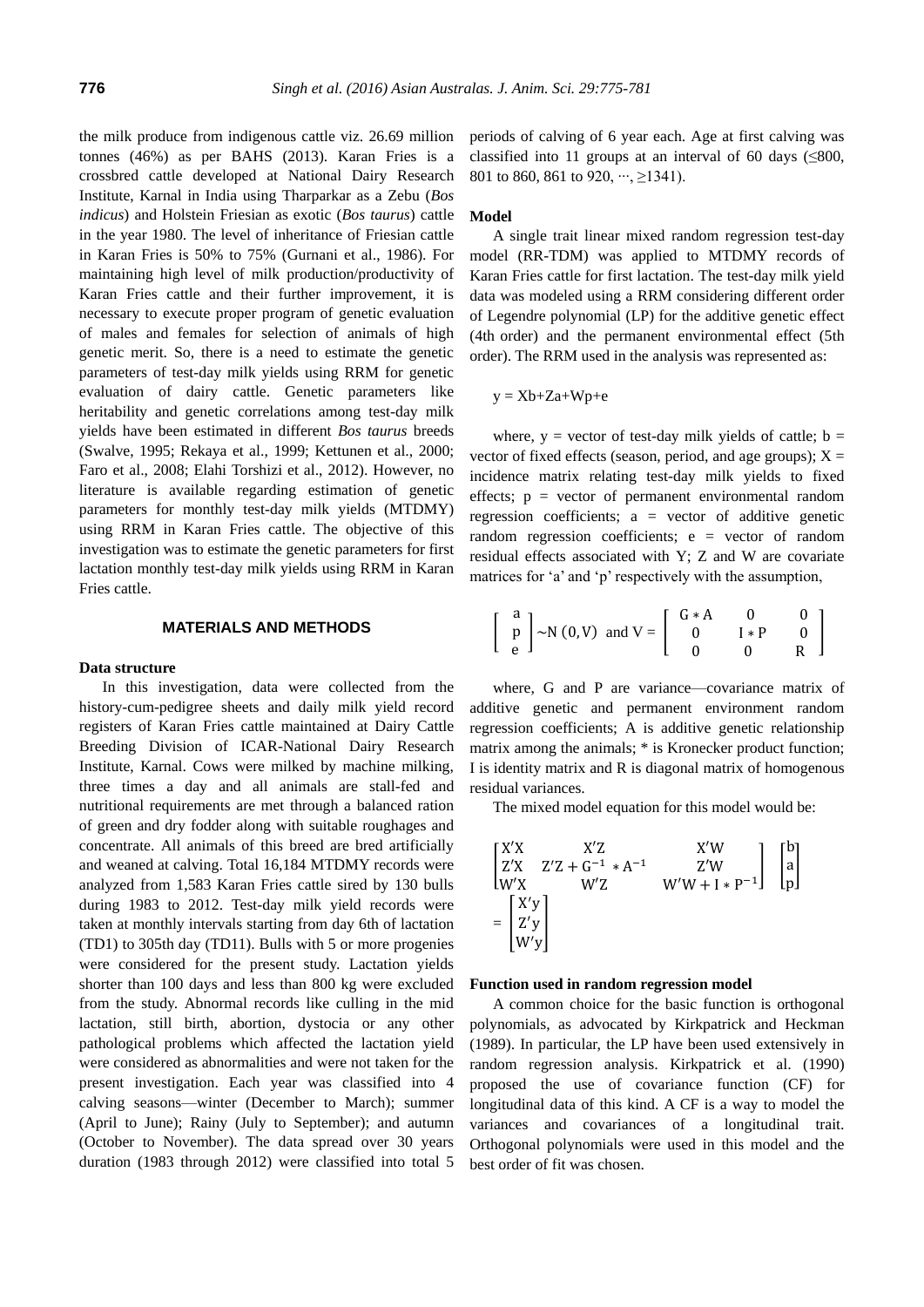the milk produce from indigenous cattle viz. 26.69 million tonnes (46%) as per BAHS (2013). Karan Fries is a crossbred cattle developed at National Dairy Research Institute, Karnal in India using Tharparkar as a Zebu (*Bos indicus*) and Holstein Friesian as exotic (*Bos taurus*) cattle in the year 1980. The level of inheritance of Friesian cattle in Karan Fries is 50% to 75% (Gurnani et al., 1986). For maintaining high level of milk production/productivity of Karan Fries cattle and their further improvement, it is necessary to execute proper program of genetic evaluation of males and females for selection of animals of high genetic merit. So, there is a need to estimate the genetic parameters of test-day milk yields using RRM for genetic evaluation of dairy cattle. Genetic parameters like heritability and genetic correlations among test-day milk yields have been estimated in different *Bos taurus* breeds (Swalve, 1995; Rekaya et al., 1999; Kettunen et al., 2000; Faro et al., 2008; Elahi Torshizi et al., 2012). However, no literature is available regarding estimation of genetic parameters for monthly test-day milk yields (MTDMY) using RRM in Karan Fries cattle. The objective of this investigation was to estimate the genetic parameters for first lactation monthly test-day milk yields using RRM in Karan Fries cattle.

## MATERIALS AND METHODS

### Data structure

In this investigation, data were collected from the history-cum-pedigree sheets and daily milk yield record registers of Karan Fries cattle maintained at Dairy Cattle Breeding Division of ICAR-National Dairy Research Institute, Karnal. Cows were milked by machine milking, three times a day and all animals are stall-fed and nutritional requirements are met through a balanced ration of green and dry fodder along with suitable roughages and concentrate. All animals of this breed are bred artificially and weaned at calving. Total 16,184 MTDMY records were analyzed from 1,583 Karan Fries cattle sired by 130 bulls during 1983 to 2012. Test-day milk yield records were taken at monthly intervals starting from day 6th of lactation (TD1) to 305th day (TD11). Bulls with 5 or more progenies were considered for the present study. Lactation yields shorter than 100 days and less than 800 kg were excluded from the study. Abnormal records like culling in the mid lactation, still birth, abortion, dystocia or any other pathological problems which affected the lactation yield were considered as abnormalities and were not taken for the present investigation. Each year was classified into 4 calving seasons—winter (December to March); summer (April to June); Rainy (July to September); and autumn (October to November). The data spread over 30 years duration (1983 through 2012) were classified into total 5 periods of calving of 6 year each. Age at first calving was classified into 11 groups at an interval of 60 days (≤800, 801 to 860, 861 to 920, ···, ≥1341).

### Model

A single trait linear mixed random regression test-day model (RR-TDM) was applied to MTDMY records of Karan Fries cattle for first lactation. The test-day milk yield data was modeled using a RRM considering different order of Legendre polynomial (LP) for the additive genetic effect (4th order) and the permanent environmental effect (5th order). The RRM used in the analysis was represented as:

$$y = Xb+Za+Wp+e$$

where, y = vector of test-day milk yields of cattle; b = vector of fixed effects (season, period, and age groups); X = incidence matrix relating test-day milk yields to fixed effects; p = vector of permanent environmental random regression coefficients; a = vector of additive genetic random regression coefficients; e = vector of random residual effects associated with Y; Z and W are covariate matrices for 'a' and 'p' respectively with the assumption,

$$\begin{bmatrix} a \\ p \\ e \end{bmatrix} \sim N\,(0, V) \text{ and } V = \begin{bmatrix} G * A & 0 & 0 \\ 0 & I * P & 0 \\ 0 & 0 & R \end{bmatrix}$$

where, G and P are variance—covariance matrix of additive genetic and permanent environment random regression coefficients; A is additive genetic relationship matrix among the animals; * is Kronecker product function; I is identity matrix and R is diagonal matrix of homogenous residual variances.

The mixed model equation for this model would be:

$$\begin{bmatrix} X'X & X'Z & X'W \\ Z'X & Z'Z + G^{-1} * A^{-1} & Z'W \\ W'X & W'Z & W'W + I * P^{-1} \end{bmatrix} \begin{bmatrix} b \\ a \\ p \end{bmatrix} = \begin{bmatrix} X'y \\ Z'y \\ W'y \end{bmatrix}$$

### Function used in random regression model

A common choice for the basic function is orthogonal polynomials, as advocated by Kirkpatrick and Heckman (1989). In particular, the LP have been used extensively in random regression analysis. Kirkpatrick et al. (1990) proposed the use of covariance function (CF) for longitudinal data of this kind. A CF is a way to model the variances and covariances of a longitudinal trait. Orthogonal polynomials were used in this model and the best order of fit was chosen.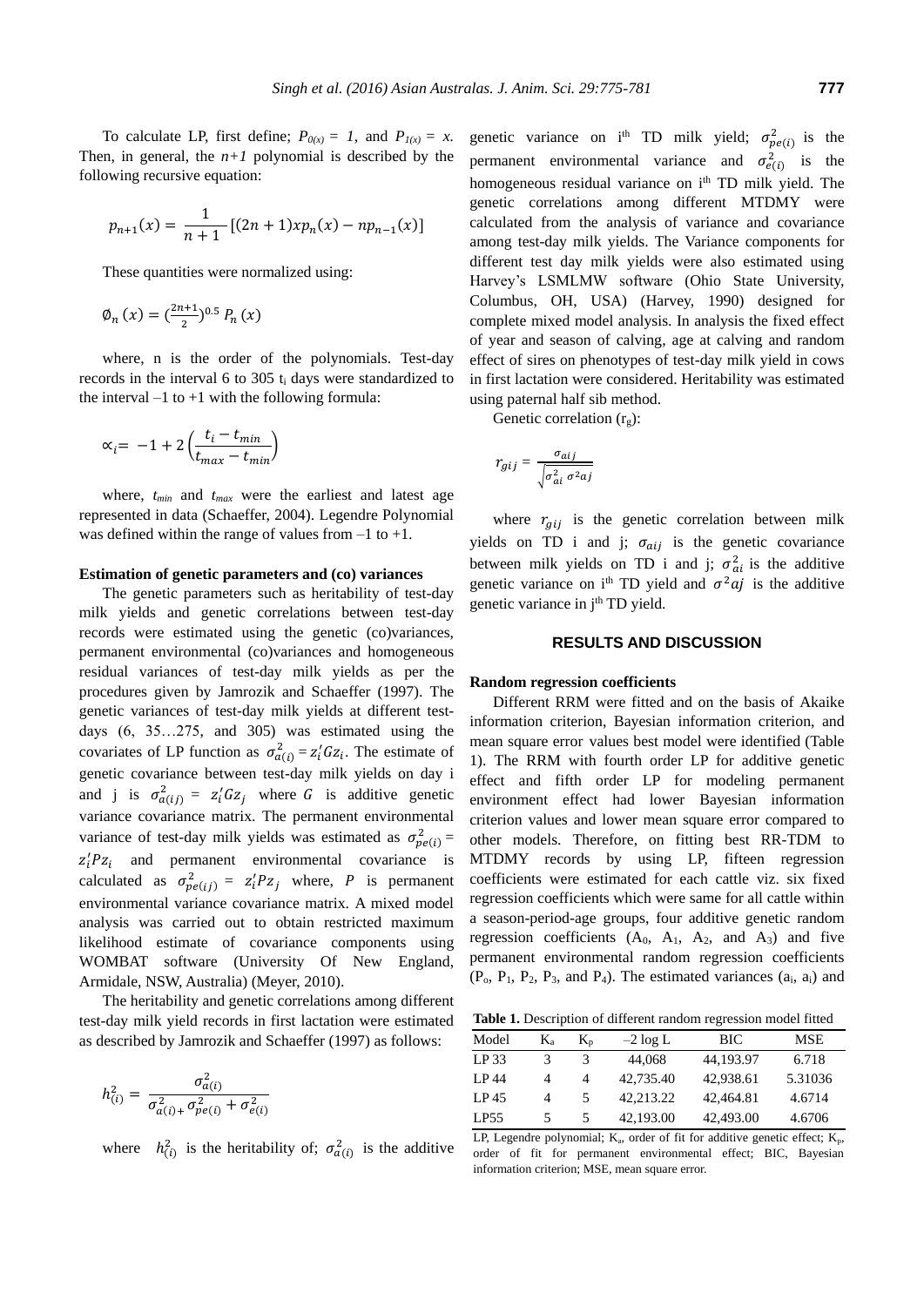To calculate LP, first define; $P_{0(x)} = 1$, and $P_{1(x)} = x$. Then, in general, the $n+1$ polynomial is described by the following recursive equation:

$$p_{n+1}(x) = \frac{1}{n+1}[(2n+1)xp_n(x) - np_{n-1}(x)]$$

These quantities were normalized using:

$$\emptyset_n(x) = (\frac{2n+1}{2})^{0.5} P_n(x)$$

where, n is the order of the polynomials. Test-day records in the interval 6 to 305 $t_i$ days were standardized to the interval –1 to +1 with the following formula:

$$\propto_i = -1 + 2\left(\frac{t_i - t_{min}}{t_{max} - t_{min}}\right)$$

where, $t_{min}$ and $t_{max}$ were the earliest and latest age represented in data (Schaeffer, 2004). Legendre Polynomial was defined within the range of values from –1 to +1.

### Estimation of genetic parameters and (co) variances

The genetic parameters such as heritability of test-day milk yields and genetic correlations between test-day records were estimated using the genetic (co)variances, permanent environmental (co)variances and homogeneous residual variances of test-day milk yields as per the procedures given by Jamrozik and Schaeffer (1997). The genetic variances of test-day milk yields at different test-days (6, 35…275, and 305) was estimated using the covariates of LP function as $\sigma^2_{a(i)} = z_i'Gz_i$. The estimate of genetic covariance between test-day milk yields on day i and j is $\sigma^2_{a(ij)} = z_i'Gz_j$ where $G$ is additive genetic variance covariance matrix. The permanent environmental variance of test-day milk yields was estimated as $\sigma^2_{pe(i)} = z_i'Pz_i$ and permanent environmental covariance is calculated as $\sigma^2_{pe(ij)} = z_i'Pz_j$ where, $P$ is permanent environmental variance covariance matrix. A mixed model analysis was carried out to obtain restricted maximum likelihood estimate of covariance components using WOMBAT software (University Of New England, Armidale, NSW, Australia) (Meyer, 2010).

The heritability and genetic correlations among different test-day milk yield records in first lactation were estimated as described by Jamrozik and Schaeffer (1997) as follows:

$$h^2_{(i)} = \frac{\sigma^2_{a(i)}}{\sigma^2_{a(i)} + \sigma^2_{pe(i)} + \sigma^2_{e(i)}}$$

where $h^2_{(i)}$ is the heritability of; $\sigma^2_{a(i)}$ is the additive genetic variance on i[th] TD milk yield; $\sigma^2_{pe(i)}$ is the permanent environmental variance and $\sigma^2_{e(i)}$ is the homogeneous residual variance on i[th] TD milk yield. The genetic correlations among different MTDMY were calculated from the analysis of variance and covariance among test-day milk yields. The Variance components for different test day milk yields were also estimated using Harvey's LSMLMW software (Ohio State University, Columbus, OH, USA) (Harvey, 1990) designed for complete mixed model analysis. In analysis the fixed effect of year and season of calving, age at calving and random effect of sires on phenotypes of test-day milk yield in cows in first lactation were considered. Heritability was estimated using paternal half sib method.

Genetic correlation ($r_g$):

$$r_{gij} = \frac{\sigma_{aij}}{\sqrt{\sigma^2_{ai}\,\sigma^2 aj}}$$

where $r_{gij}$ is the genetic correlation between milk yields on TD i and j; $\sigma_{aij}$ is the genetic covariance between milk yields on TD i and j; $\sigma^2_{ai}$ is the additive genetic variance on i[th] TD yield and $\sigma^2 aj$ is the additive genetic variance in j[th] TD yield.

## RESULTS AND DISCUSSION

### Random regression coefficients

Different RRM were fitted and on the basis of Akaike information criterion, Bayesian information criterion, and mean square error values best model were identified (Table 1). The RRM with fourth order LP for additive genetic effect and fifth order LP for modeling permanent environment effect had lower Bayesian information criterion values and lower mean square error compared to other models. Therefore, on fitting best RR-TDM to MTDMY records by using LP, fifteen regression coefficients were estimated for each cattle viz. six fixed regression coefficients which were same for all cattle within a season-period-age groups, four additive genetic random regression coefficients ($A_0$, $A_1$, $A_2$, and $A_3$) and five permanent environmental random regression coefficients ($P_o$, $P_1$, $P_2$, $P_3$, and $P_4$). The estimated variances ($a_i$, $a_i$) and

**Table 1.** Description of different random regression model fitted

| Model | $K_a$ | $K_p$ | –2 log L | BIC | MSE |
|---|---|---|---|---|---|
| LP 33 | 3 | 3 | 44,068 | 44,193.97 | 6.718 |
| LP 44 | 4 | 4 | 42,735.40 | 42,938.61 | 5.31036 |
| LP 45 | 4 | 5 | 42,213.22 | 42,464.81 | 4.6714 |
| LP55 | 5 | 5 | 42,193.00 | 42,493.00 | 4.6706 |

LP, Legendre polynomial; $K_a$, order of fit for additive genetic effect; $K_p$, order of fit for permanent environmental effect; BIC, Bayesian information criterion; MSE, mean square error.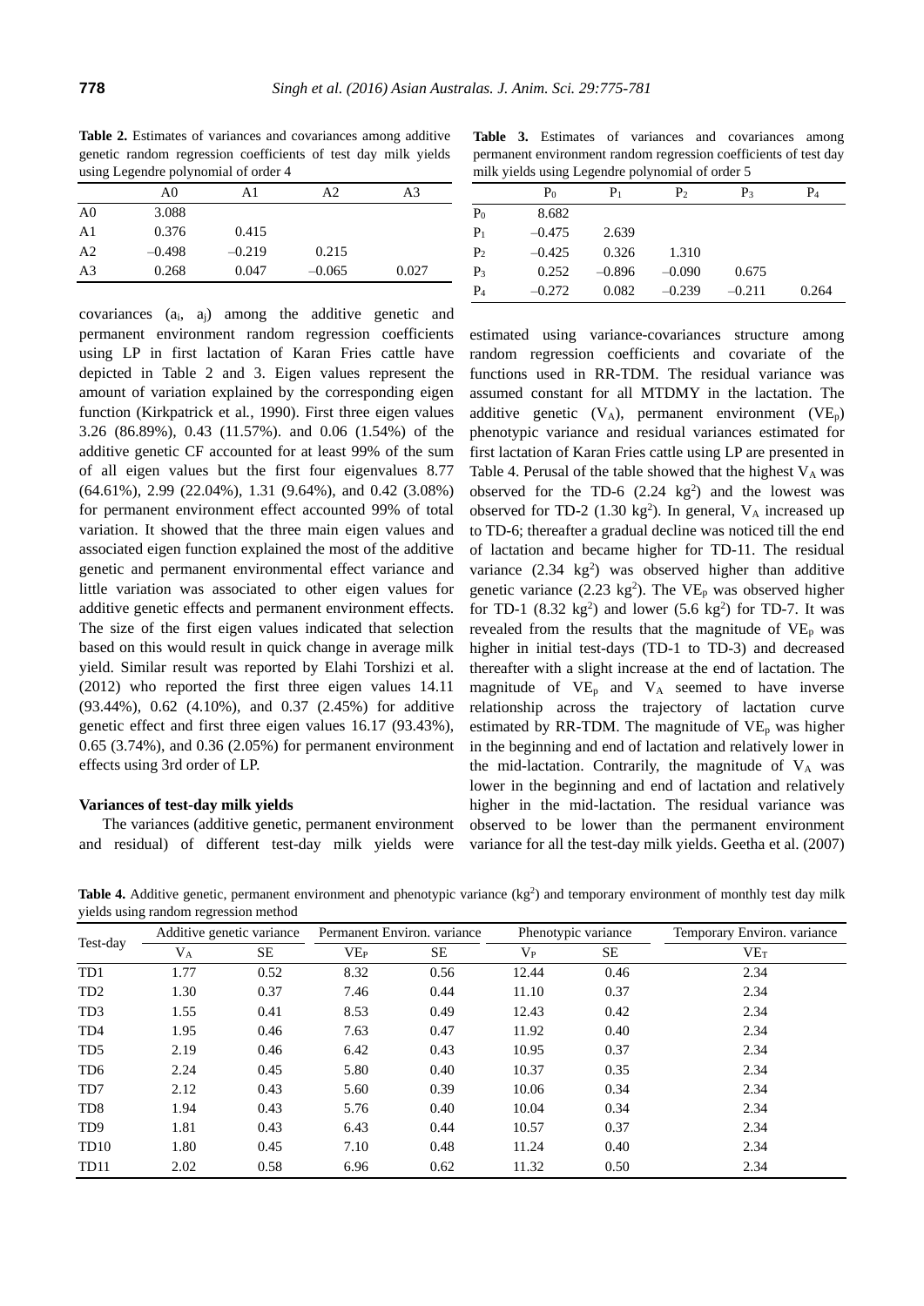**Table 2.** Estimates of variances and covariances among additive genetic random regression coefficients of test day milk yields using Legendre polynomial of order 4

| | A0 | A1 | A2 | A3 |
|---|---|---|---|---|
| A0 | 3.088 | | | |
| A1 | 0.376 | 0.415 | | |
| A2 | –0.498 | –0.219 | 0.215 | |
| A3 | 0.268 | 0.047 | –0.065 | 0.027 |

**Table 3.** Estimates of variances and covariances among permanent environment random regression coefficients of test day milk yields using Legendre polynomial of order 5

| | $P_0$ | $P_1$ | $P_2$ | $P_3$ | $P_4$ |
|---|---|---|---|---|---|
| $P_0$ | 8.682 | | | | |
| $P_1$ | –0.475 | 2.639 | | | |
| $P_2$ | –0.425 | 0.326 | 1.310 | | |
| $P_3$ | 0.252 | –0.896 | –0.090 | 0.675 | |
| $P_4$ | –0.272 | 0.082 | –0.239 | –0.211 | 0.264 |

covariances ($a_i$, $a_j$) among the additive genetic and permanent environment random regression coefficients using LP in first lactation of Karan Fries cattle have depicted in Table 2 and 3. Eigen values represent the amount of variation explained by the corresponding eigen function (Kirkpatrick et al., 1990). First three eigen values 3.26 (86.89%), 0.43 (11.57%). and 0.06 (1.54%) of the additive genetic CF accounted for at least 99% of the sum of all eigen values but the first four eigenvalues 8.77 (64.61%), 2.99 (22.04%), 1.31 (9.64%), and 0.42 (3.08%) for permanent environment effect accounted 99% of total variation. It showed that the three main eigen values and associated eigen function explained the most of the additive genetic and permanent environmental effect variance and little variation was associated to other eigen values for additive genetic effects and permanent environment effects. The size of the first eigen values indicated that selection based on this would result in quick change in average milk yield. Similar result was reported by Elahi Torshizi et al. (2012) who reported the first three eigen values 14.11 (93.44%), 0.62 (4.10%), and 0.37 (2.45%) for additive genetic effect and first three eigen values 16.17 (93.43%), 0.65 (3.74%), and 0.36 (2.05%) for permanent environment effects using 3rd order of LP.

**Variances of test-day milk yields**

The variances (additive genetic, permanent environment and residual) of different test-day milk yields were estimated using variance-covariances structure among random regression coefficients and covariate of the functions used in RR-TDM. The residual variance was assumed constant for all MTDMY in the lactation. The additive genetic ($V_A$), permanent environment ($VE_p$) phenotypic variance and residual variances estimated for first lactation of Karan Fries cattle using LP are presented in Table 4. Perusal of the table showed that the highest $V_A$ was observed for the TD-6 (2.24 kg$^2$) and the lowest was observed for TD-2 (1.30 kg$^2$). In general, $V_A$ increased up to TD-6; thereafter a gradual decline was noticed till the end of lactation and became higher for TD-11. The residual variance (2.34 kg$^2$) was observed higher than additive genetic variance (2.23 kg$^2$). The $VE_p$ was observed higher for TD-1 (8.32 kg$^2$) and lower (5.6 kg$^2$) for TD-7. It was revealed from the results that the magnitude of $VE_p$ was higher in initial test-days (TD-1 to TD-3) and decreased thereafter with a slight increase at the end of lactation. The magnitude of $VE_p$ and $V_A$ seemed to have inverse relationship across the trajectory of lactation curve estimated by RR-TDM. The magnitude of $VE_p$ was higher in the beginning and end of lactation and relatively lower in the mid-lactation. Contrarily, the magnitude of $V_A$ was lower in the beginning and end of lactation and relatively higher in the mid-lactation. The residual variance was observed to be lower than the permanent environment variance for all the test-day milk yields. Geetha et al. (2007)

**Table 4.** Additive genetic, permanent environment and phenotypic variance (kg$^2$) and temporary environment of monthly test day milk yields using random regression method

| Test-day | Additive genetic variance | | Permanent Environ. variance | | Phenotypic variance | | Temporary Environ. variance |
|---|---|---|---|---|---|---|---|
| | $V_A$ | SE | $VE_P$ | SE | $V_P$ | SE | $VE_T$ |
| TD1 | 1.77 | 0.52 | 8.32 | 0.56 | 12.44 | 0.46 | 2.34 |
| TD2 | 1.30 | 0.37 | 7.46 | 0.44 | 11.10 | 0.37 | 2.34 |
| TD3 | 1.55 | 0.41 | 8.53 | 0.49 | 12.43 | 0.42 | 2.34 |
| TD4 | 1.95 | 0.46 | 7.63 | 0.47 | 11.92 | 0.40 | 2.34 |
| TD5 | 2.19 | 0.46 | 6.42 | 0.43 | 10.95 | 0.37 | 2.34 |
| TD6 | 2.24 | 0.45 | 5.80 | 0.40 | 10.37 | 0.35 | 2.34 |
| TD7 | 2.12 | 0.43 | 5.60 | 0.39 | 10.06 | 0.34 | 2.34 |
| TD8 | 1.94 | 0.43 | 5.76 | 0.40 | 10.04 | 0.34 | 2.34 |
| TD9 | 1.81 | 0.43 | 6.43 | 0.44 | 10.57 | 0.37 | 2.34 |
| TD10 | 1.80 | 0.45 | 7.10 | 0.48 | 11.24 | 0.40 | 2.34 |
| TD11 | 2.02 | 0.58 | 6.96 | 0.62 | 11.32 | 0.50 | 2.34 |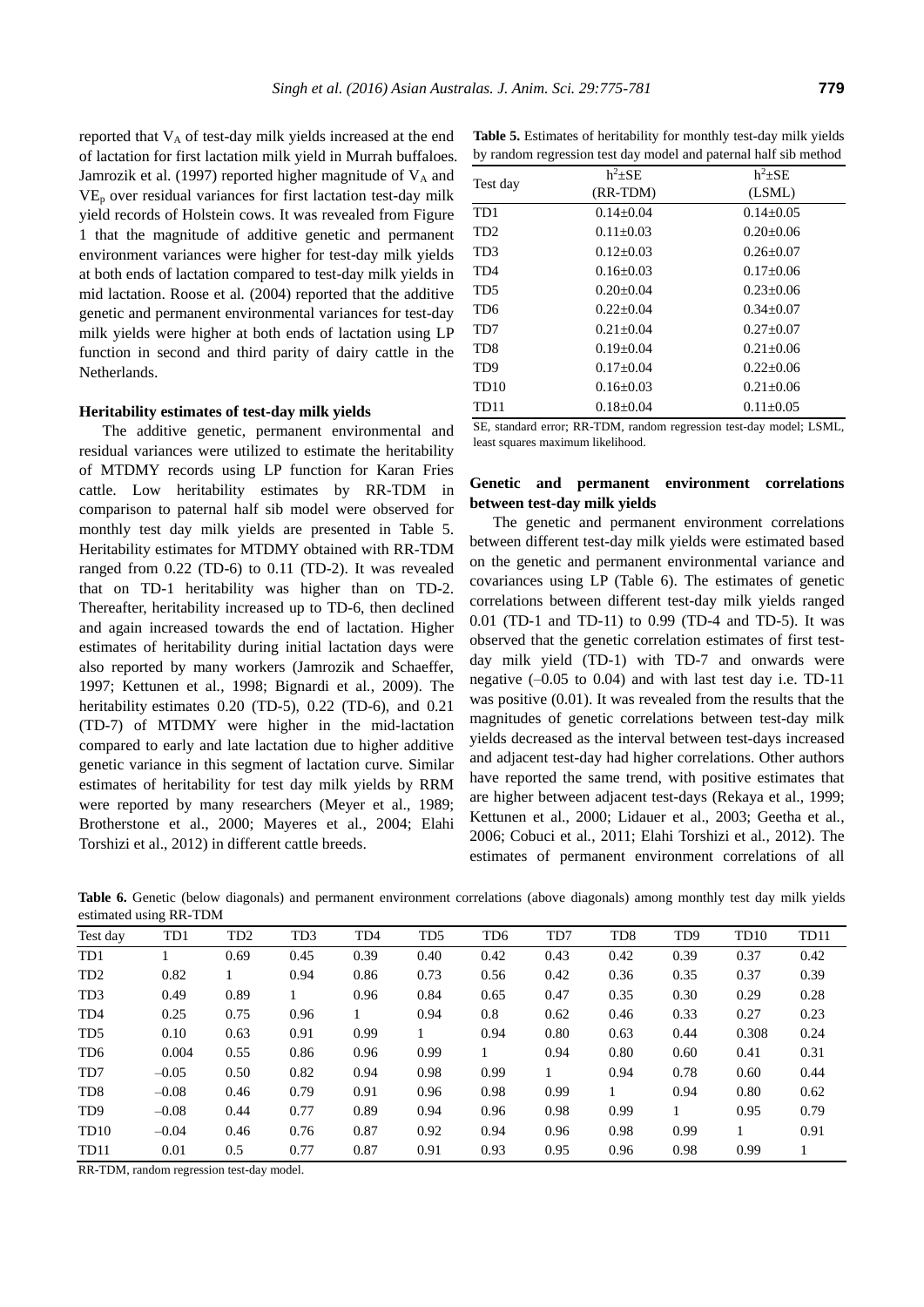reported that $V_A$ of test-day milk yields increased at the end of lactation for first lactation milk yield in Murrah buffaloes. Jamrozik et al. (1997) reported higher magnitude of $V_A$ and $VE_p$ over residual variances for first lactation test-day milk yield records of Holstein cows. It was revealed from Figure 1 that the magnitude of additive genetic and permanent environment variances were higher for test-day milk yields at both ends of lactation compared to test-day milk yields in mid lactation. Roose et al. (2004) reported that the additive genetic and permanent environmental variances for test-day milk yields were higher at both ends of lactation using LP function in second and third parity of dairy cattle in the Netherlands.

**Heritability estimates of test-day milk yields**

The additive genetic, permanent environmental and residual variances were utilized to estimate the heritability of MTDMY records using LP function for Karan Fries cattle. Low heritability estimates by RR-TDM in comparison to paternal half sib model were observed for monthly test day milk yields are presented in Table 5. Heritability estimates for MTDMY obtained with RR-TDM ranged from 0.22 (TD-6) to 0.11 (TD-2). It was revealed that on TD-1 heritability was higher than on TD-2. Thereafter, heritability increased up to TD-6, then declined and again increased towards the end of lactation. Higher estimates of heritability during initial lactation days were also reported by many workers (Jamrozik and Schaeffer, 1997; Kettunen et al., 1998; Bignardi et al., 2009). The heritability estimates 0.20 (TD-5), 0.22 (TD-6), and 0.21 (TD-7) of MTDMY were higher in the mid-lactation compared to early and late lactation due to higher additive genetic variance in this segment of lactation curve. Similar estimates of heritability for test day milk yields by RRM were reported by many researchers (Meyer et al., 1989; Brotherstone et al., 2000; Mayeres et al., 2004; Elahi Torshizi et al., 2012) in different cattle breeds.

**Table 5.** Estimates of heritability for monthly test-day milk yields by random regression test day model and paternal half sib method

| Test day | $h^2$±SE (RR-TDM) | $h^2$±SE (LSML) |
|---|---|---|
| TD1 | 0.14±0.04 | 0.14±0.05 |
| TD2 | 0.11±0.03 | 0.20±0.06 |
| TD3 | 0.12±0.03 | 0.26±0.07 |
| TD4 | 0.16±0.03 | 0.17±0.06 |
| TD5 | 0.20±0.04 | 0.23±0.06 |
| TD6 | 0.22±0.04 | 0.34±0.07 |
| TD7 | 0.21±0.04 | 0.27±0.07 |
| TD8 | 0.19±0.04 | 0.21±0.06 |
| TD9 | 0.17±0.04 | 0.22±0.06 |
| TD10 | 0.16±0.03 | 0.21±0.06 |
| TD11 | 0.18±0.04 | 0.11±0.05 |

SE, standard error; RR-TDM, random regression test-day model; LSML, least squares maximum likelihood.

**Genetic and permanent environment correlations between test-day milk yields**

The genetic and permanent environment correlations between different test-day milk yields were estimated based on the genetic and permanent environmental variance and covariances using LP (Table 6). The estimates of genetic correlations between different test-day milk yields ranged 0.01 (TD-1 and TD-11) to 0.99 (TD-4 and TD-5). It was observed that the genetic correlation estimates of first test-day milk yield (TD-1) with TD-7 and onwards were negative (–0.05 to 0.04) and with last test day i.e. TD-11 was positive (0.01). It was revealed from the results that the magnitudes of genetic correlations between test-day milk yields decreased as the interval between test-days increased and adjacent test-day had higher correlations. Other authors have reported the same trend, with positive estimates that are higher between adjacent test-days (Rekaya et al., 1999; Kettunen et al., 2000; Lidauer et al., 2003; Geetha et al., 2006; Cobuci et al., 2011; Elahi Torshizi et al., 2012). The estimates of permanent environment correlations of all

**Table 6.** Genetic (below diagonals) and permanent environment correlations (above diagonals) among monthly test day milk yields estimated using RR-TDM

| Test day | TD1 | TD2 | TD3 | TD4 | TD5 | TD6 | TD7 | TD8 | TD9 | TD10 | TD11 |
|---|---|---|---|---|---|---|---|---|---|---|---|
| TD1 | 1 | 0.69 | 0.45 | 0.39 | 0.40 | 0.42 | 0.43 | 0.42 | 0.39 | 0.37 | 0.42 |
| TD2 | 0.82 | 1 | 0.94 | 0.86 | 0.73 | 0.56 | 0.42 | 0.36 | 0.35 | 0.37 | 0.39 |
| TD3 | 0.49 | 0.89 | 1 | 0.96 | 0.84 | 0.65 | 0.47 | 0.35 | 0.30 | 0.29 | 0.28 |
| TD4 | 0.25 | 0.75 | 0.96 | 1 | 0.94 | 0.8 | 0.62 | 0.46 | 0.33 | 0.27 | 0.23 |
| TD5 | 0.10 | 0.63 | 0.91 | 0.99 | 1 | 0.94 | 0.80 | 0.63 | 0.44 | 0.308 | 0.24 |
| TD6 | 0.004 | 0.55 | 0.86 | 0.96 | 0.99 | 1 | 0.94 | 0.80 | 0.60 | 0.41 | 0.31 |
| TD7 | –0.05 | 0.50 | 0.82 | 0.94 | 0.98 | 0.99 | 1 | 0.94 | 0.78 | 0.60 | 0.44 |
| TD8 | –0.08 | 0.46 | 0.79 | 0.91 | 0.96 | 0.98 | 0.99 | 1 | 0.94 | 0.80 | 0.62 |
| TD9 | –0.08 | 0.44 | 0.77 | 0.89 | 0.94 | 0.96 | 0.98 | 0.99 | 1 | 0.95 | 0.79 |
| TD10 | –0.04 | 0.46 | 0.76 | 0.87 | 0.92 | 0.94 | 0.96 | 0.98 | 0.99 | 1 | 0.91 |
| TD11 | 0.01 | 0.5 | 0.77 | 0.87 | 0.91 | 0.93 | 0.95 | 0.96 | 0.98 | 0.99 | 1 |

RR-TDM, random regression test-day model.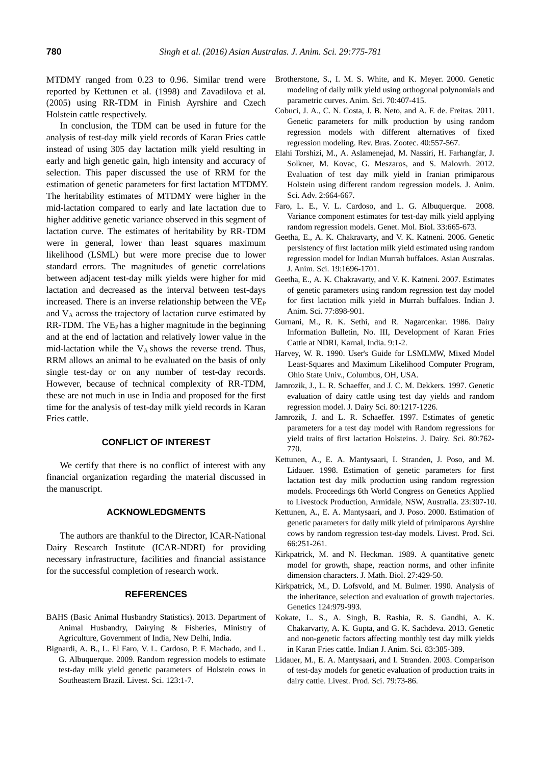MTDMY ranged from 0.23 to 0.96. Similar trend were reported by Kettunen et al. (1998) and Zavadilova et al. (2005) using RR-TDM in Finish Ayrshire and Czech Holstein cattle respectively.

In conclusion, the TDM can be used in future for the analysis of test-day milk yield records of Karan Fries cattle instead of using 305 day lactation milk yield resulting in early and high genetic gain, high intensity and accuracy of selection. This paper discussed the use of RRM for the estimation of genetic parameters for first lactation MTDMY. The heritability estimates of MTDMY were higher in the mid-lactation compared to early and late lactation due to higher additive genetic variance observed in this segment of lactation curve. The estimates of heritability by RR-TDM were in general, lower than least squares maximum likelihood (LSML) but were more precise due to lower standard errors. The magnitudes of genetic correlations between adjacent test-day milk yields were higher for mid lactation and decreased as the interval between test-days increased. There is an inverse relationship between the $VE_P$ and $V_A$ across the trajectory of lactation curve estimated by RR-TDM. The $VE_P$ has a higher magnitude in the beginning and at the end of lactation and relatively lower value in the mid-lactation while the $V_A$ shows the reverse trend. Thus, RRM allows an animal to be evaluated on the basis of only single test-day or on any number of test-day records. However, because of technical complexity of RR-TDM, these are not much in use in India and proposed for the first time for the analysis of test-day milk yield records in Karan Fries cattle.

## CONFLICT OF INTEREST

We certify that there is no conflict of interest with any financial organization regarding the material discussed in the manuscript.

## ACKNOWLEDGMENTS

The authors are thankful to the Director, ICAR-National Dairy Research Institute (ICAR-NDRI) for providing necessary infrastructure, facilities and financial assistance for the successful completion of research work.

## REFERENCES

BAHS (Basic Animal Husbandry Statistics). 2013. Department of Animal Husbandry, Dairying & Fisheries, Ministry of Agriculture, Government of India, New Delhi, India.

Bignardi, A. B., L. El Faro, V. L. Cardoso, P. F. Machado, and L. G. Albuquerque. 2009. Random regression models to estimate test-day milk yield genetic parameters of Holstein cows in Southeastern Brazil. Livest. Sci. 123:1-7.

Brotherstone, S., I. M. S. White, and K. Meyer. 2000. Genetic modeling of daily milk yield using orthogonal polynomials and parametric curves. Anim. Sci. 70:407-415.

Cobuci, J. A., C. N. Costa, J. B. Neto, and A. F. de. Freitas. 2011. Genetic parameters for milk production by using random regression models with different alternatives of fixed regression modeling. Rev. Bras. Zootec. 40:557-567.

Elahi Torshizi, M., A. Aslamenejad, M. Nassiri, H. Farhangfar, J. Solkner, M. Kovac, G. Meszaros, and S. Malovrh. 2012. Evaluation of test day milk yield in Iranian primiparous Holstein using different random regression models. J. Anim. Sci. Adv. 2:664-667.

Faro, L. E., V. L. Cardoso, and L. G. Albuquerque. 2008. Variance component estimates for test-day milk yield applying random regression models. Genet. Mol. Biol. 33:665-673.

Geetha, E., A. K. Chakravarty, and V. K. Katneni. 2006. Genetic persistency of first lactation milk yield estimated using random regression model for Indian Murrah buffaloes. Asian Australas. J. Anim. Sci. 19:1696-1701.

Geetha, E., A. K. Chakravarty, and V. K. Katneni. 2007. Estimates of genetic parameters using random regression test day model for first lactation milk yield in Murrah buffaloes. Indian J. Anim. Sci. 77:898-901.

Gurnani, M., R. K. Sethi, and R. Nagarcenkar. 1986. Dairy Information Bulletin, No. III, Development of Karan Fries Cattle at NDRI, Karnal, India. 9:1-2.

Harvey, W. R. 1990. User's Guide for LSMLMW, Mixed Model Least-Squares and Maximum Likelihood Computer Program, Ohio State Univ., Columbus, OH, USA.

Jamrozik, J., L. R. Schaeffer, and J. C. M. Dekkers. 1997. Genetic evaluation of dairy cattle using test day yields and random regression model. J. Dairy Sci. 80:1217-1226.

Jamrozik, J. and L. R. Schaeffer. 1997. Estimates of genetic parameters for a test day model with Random regressions for yield traits of first lactation Holsteins. J. Dairy. Sci. 80:762-770.

Kettunen, A., E. A. Mantysaari, I. Stranden, J. Poso, and M. Lidauer. 1998. Estimation of genetic parameters for first lactation test day milk production using random regression models. Proceedings 6th World Congress on Genetics Applied to Livestock Production, Armidale, NSW, Australia. 23:307-10.

Kettunen, A., E. A. Mantysaari, and J. Poso. 2000. Estimation of genetic parameters for daily milk yield of primiparous Ayrshire cows by random regression test-day models. Livest. Prod. Sci. 66:251-261.

Kirkpatrick, M. and N. Heckman. 1989. A quantitative genetc model for growth, shape, reaction norms, and other infinite dimension characters. J. Math. Biol. 27:429-50.

Kirkpatrick, M., D. Lofsvold, and M. Bulmer. 1990. Analysis of the inheritance, selection and evaluation of growth trajectories. Genetics 124:979-993.

Kokate, L. S., A. Singh, B. Rashia, R. S. Gandhi, A. K. Chakarvarty, A. K. Gupta, and G. K. Sachdeva. 2013. Genetic and non-genetic factors affecting monthly test day milk yields in Karan Fries cattle. Indian J. Anim. Sci. 83:385-389.

Lidauer, M., E. A. Mantysaari, and I. Stranden. 2003. Comparison of test-day models for genetic evaluation of production traits in dairy cattle. Livest. Prod. Sci. 79:73-86.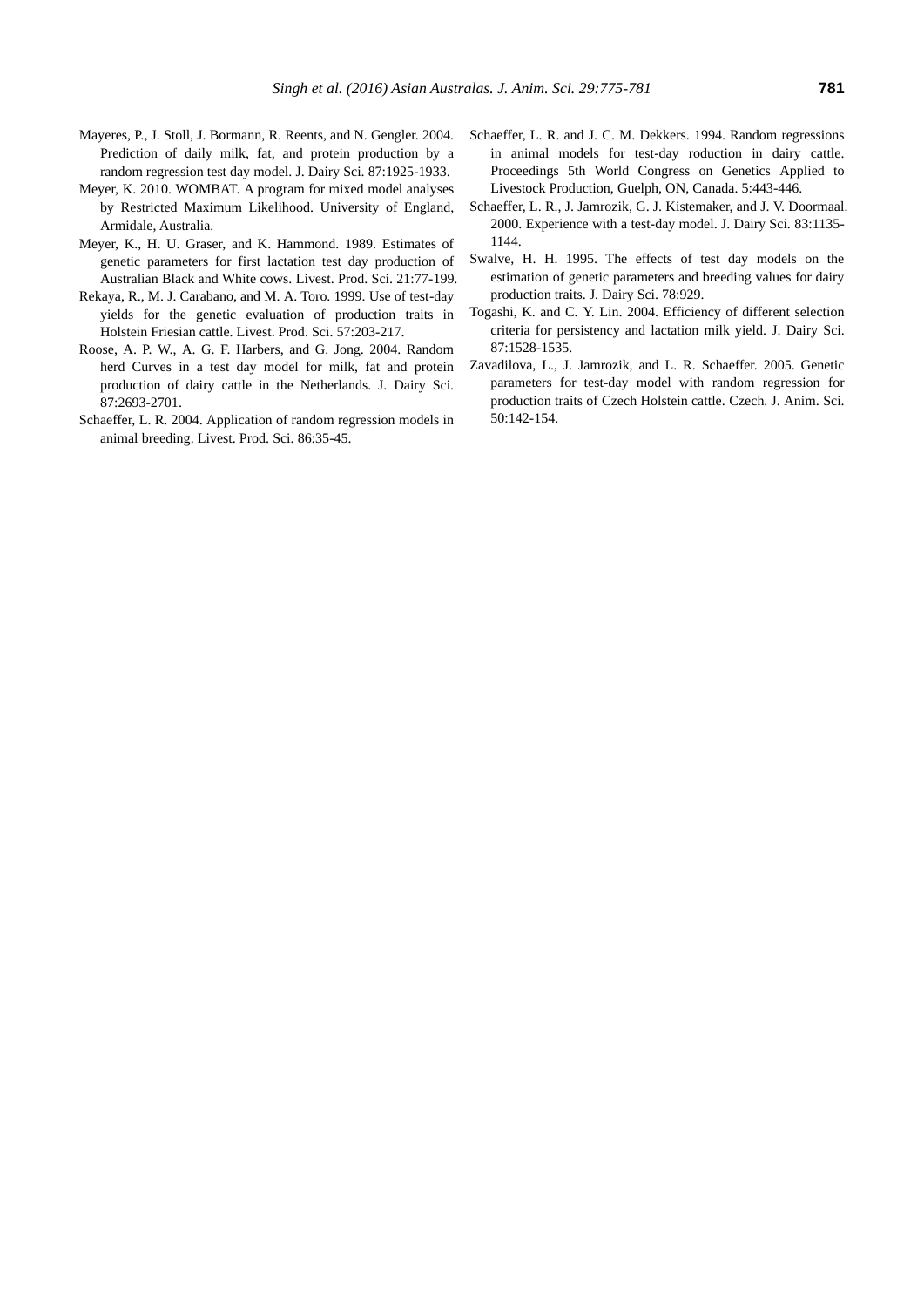Mayeres, P., J. Stoll, J. Bormann, R. Reents, and N. Gengler. 2004. Prediction of daily milk, fat, and protein production by a random regression test day model. J. Dairy Sci. 87:1925-1933.

Meyer, K. 2010. WOMBAT. A program for mixed model analyses by Restricted Maximum Likelihood. University of England, Armidale, Australia.

Meyer, K., H. U. Graser, and K. Hammond. 1989. Estimates of genetic parameters for first lactation test day production of Australian Black and White cows. Livest. Prod. Sci. 21:77-199.

Rekaya, R., M. J. Carabano, and M. A. Toro. 1999. Use of test-day yields for the genetic evaluation of production traits in Holstein Friesian cattle. Livest. Prod. Sci. 57:203-217.

Roose, A. P. W., A. G. F. Harbers, and G. Jong. 2004. Random herd Curves in a test day model for milk, fat and protein production of dairy cattle in the Netherlands. J. Dairy Sci. 87:2693-2701.

Schaeffer, L. R. 2004. Application of random regression models in animal breeding. Livest. Prod. Sci. 86:35-45.

Schaeffer, L. R. and J. C. M. Dekkers. 1994. Random regressions in animal models for test-day roduction in dairy cattle. Proceedings 5th World Congress on Genetics Applied to Livestock Production, Guelph, ON, Canada. 5:443-446.

Schaeffer, L. R., J. Jamrozik, G. J. Kistemaker, and J. V. Doormaal. 2000. Experience with a test-day model. J. Dairy Sci. 83:1135-1144.

Swalve, H. H. 1995. The effects of test day models on the estimation of genetic parameters and breeding values for dairy production traits. J. Dairy Sci. 78:929.

Togashi, K. and C. Y. Lin. 2004. Efficiency of different selection criteria for persistency and lactation milk yield. J. Dairy Sci. 87:1528-1535.

Zavadilova, L., J. Jamrozik, and L. R. Schaeffer. 2005. Genetic parameters for test-day model with random regression for production traits of Czech Holstein cattle. Czech. J. Anim. Sci. 50:142-154.